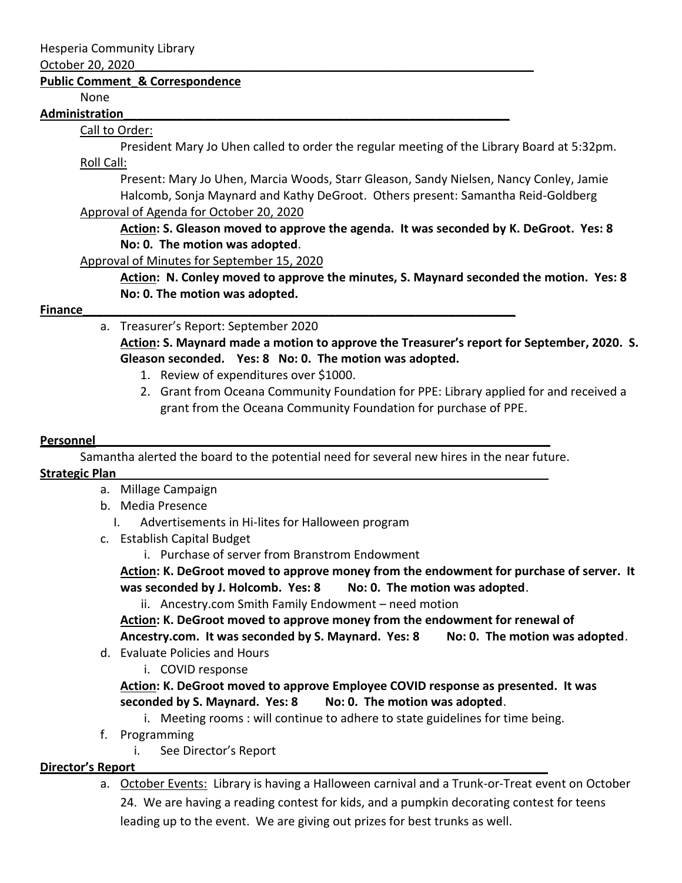Hesperia Community Library

October 20, 2020

**Public Comment_& Correspondence**

None

**Administration**

Call to Order:

President Mary Jo Uhen called to order the regular meeting of the Library Board at 5:32pm.

Roll Call:

Present: Mary Jo Uhen, Marcia Woods, Starr Gleason, Sandy Nielsen, Nancy Conley, Jamie Halcomb, Sonja Maynard and Kathy DeGroot. Others present: Samantha Reid-Goldberg

Approval of Agenda for October 20, 2020

**Action: S. Gleason moved to approve the agenda. It was seconded by K. DeGroot. Yes: 8 No: 0. The motion was adopted**.

Approval of Minutes for September 15, 2020

**Action: N. Conley moved to approve the minutes, S. Maynard seconded the motion. Yes: 8 No: 0. The motion was adopted.**

**Finance**

a. Treasurer's Report: September 2020

**Action: S. Maynard made a motion to approve the Treasurer's report for September, 2020. S. Gleason seconded. Yes: 8 No: 0. The motion was adopted.**

1. Review of expenditures over $1000.
2. Grant from Oceana Community Foundation for PPE: Library applied for and received a grant from the Oceana Community Foundation for purchase of PPE.

**Personnel**

Samantha alerted the board to the potential need for several new hires in the near future.

**Strategic Plan**

a. Millage Campaign
b. Media Presence
   I. Advertisements in Hi-lites for Halloween program
c. Establish Capital Budget
   i. Purchase of server from Branstrom Endowment

   **Action: K. DeGroot moved to approve money from the endowment for purchase of server. It was seconded by J. Holcomb. Yes: 8 No: 0. The motion was adopted**.

   ii. Ancestry.com Smith Family Endowment – need motion

   **Action: K. DeGroot moved to approve money from the endowment for renewal of Ancestry.com. It was seconded by S. Maynard. Yes: 8 No: 0. The motion was adopted**.

d. Evaluate Policies and Hours
   i. COVID response

   **Action: K. DeGroot moved to approve Employee COVID response as presented. It was seconded by S. Maynard. Yes: 8 No: 0. The motion was adopted**.

   i. Meeting rooms : will continue to adhere to state guidelines for time being.

f. Programming
   i. See Director's Report

**Director's Report**

a. October Events: Library is having a Halloween carnival and a Trunk-or-Treat event on October 24. We are having a reading contest for kids, and a pumpkin decorating contest for teens leading up to the event. We are giving out prizes for best trunks as well.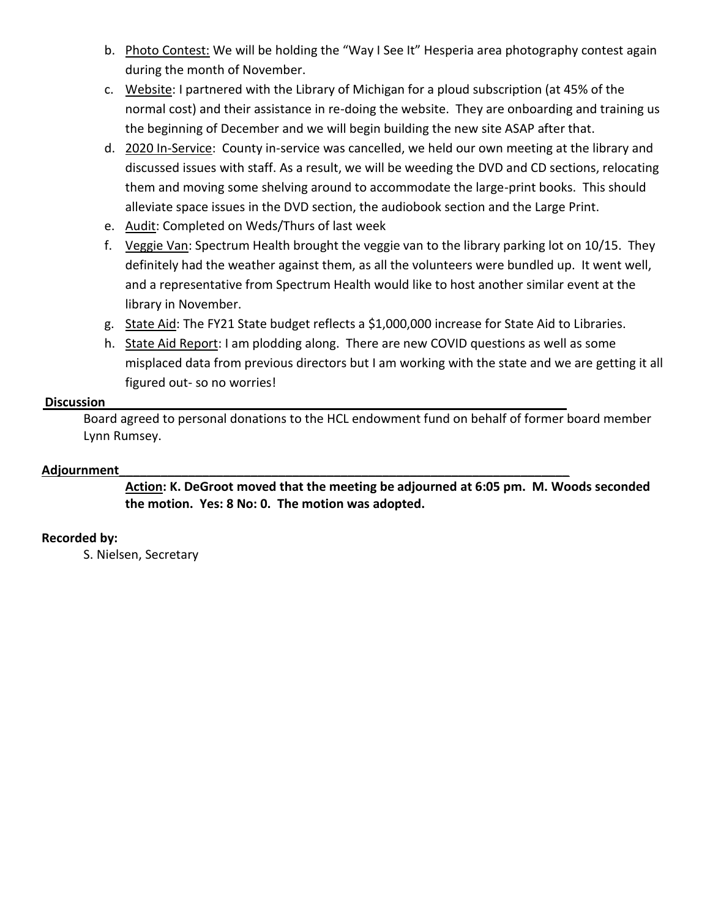b. Photo Contest: We will be holding the "Way I See It" Hesperia area photography contest again during the month of November.
c. Website: I partnered with the Library of Michigan for a ploud subscription (at 45% of the normal cost) and their assistance in re-doing the website. They are onboarding and training us the beginning of December and we will begin building the new site ASAP after that.
d. 2020 In-Service: County in-service was cancelled, we held our own meeting at the library and discussed issues with staff. As a result, we will be weeding the DVD and CD sections, relocating them and moving some shelving around to accommodate the large-print books. This should alleviate space issues in the DVD section, the audiobook section and the Large Print.
e. Audit: Completed on Weds/Thurs of last week
f. Veggie Van: Spectrum Health brought the veggie van to the library parking lot on 10/15. They definitely had the weather against them, as all the volunteers were bundled up. It went well, and a representative from Spectrum Health would like to host another similar event at the library in November.
g. State Aid: The FY21 State budget reflects a $1,000,000 increase for State Aid to Libraries.
h. State Aid Report: I am plodding along. There are new COVID questions as well as some misplaced data from previous directors but I am working with the state and we are getting it all figured out- so no worries!

**Discussion**

Board agreed to personal donations to the HCL endowment fund on behalf of former board member Lynn Rumsey.

**Adjournment**

**Action: K. DeGroot moved that the meeting be adjourned at 6:05 pm. M. Woods seconded the motion. Yes: 8 No: 0. The motion was adopted.**

**Recorded by:**

S. Nielsen, Secretary